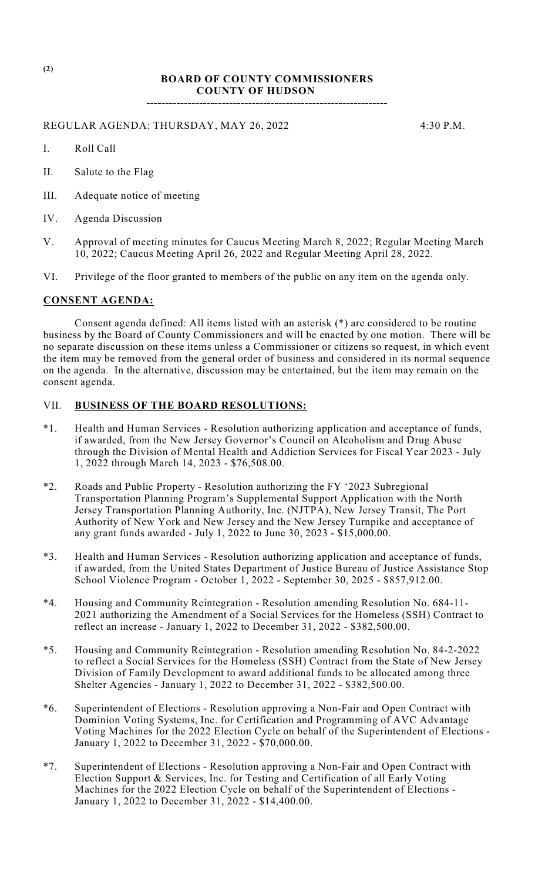(2)

# BOARD OF COUNTY COMMISSIONERS
# COUNTY OF HUDSON

---

REGULAR AGENDA: THURSDAY, MAY 26, 2022 4:30 P.M.

I. Roll Call

II. Salute to the Flag

III. Adequate notice of meeting

IV. Agenda Discussion

V. Approval of meeting minutes for Caucus Meeting March 8, 2022; Regular Meeting March 10, 2022; Caucus Meeting April 26, 2022 and Regular Meeting April 28, 2022.

VI. Privilege of the floor granted to members of the public on any item on the agenda only.

## CONSENT AGENDA:

Consent agenda defined: All items listed with an asterisk (*) are considered to be routine business by the Board of County Commissioners and will be enacted by one motion. There will be no separate discussion on these items unless a Commissioner or citizens so request, in which event the item may be removed from the general order of business and considered in its normal sequence on the agenda. In the alternative, discussion may be entertained, but the item may remain on the consent agenda.

## VII. BUSINESS OF THE BOARD RESOLUTIONS:

*1. Health and Human Services - Resolution authorizing application and acceptance of funds, if awarded, from the New Jersey Governor's Council on Alcoholism and Drug Abuse through the Division of Mental Health and Addiction Services for Fiscal Year 2023 - July 1, 2022 through March 14, 2023 - $76,508.00.

*2. Roads and Public Property - Resolution authorizing the FY '2023 Subregional Transportation Planning Program's Supplemental Support Application with the North Jersey Transportation Planning Authority, Inc. (NJTPA), New Jersey Transit, The Port Authority of New York and New Jersey and the New Jersey Turnpike and acceptance of any grant funds awarded - July 1, 2022 to June 30, 2023 - $15,000.00.

*3. Health and Human Services - Resolution authorizing application and acceptance of funds, if awarded, from the United States Department of Justice Bureau of Justice Assistance Stop School Violence Program - October 1, 2022 - September 30, 2025 - $857,912.00.

*4. Housing and Community Reintegration - Resolution amending Resolution No. 684-11-2021 authorizing the Amendment of a Social Services for the Homeless (SSH) Contract to reflect an increase - January 1, 2022 to December 31, 2022 - $382,500.00.

*5. Housing and Community Reintegration - Resolution amending Resolution No. 84-2-2022 to reflect a Social Services for the Homeless (SSH) Contract from the State of New Jersey Division of Family Development to award additional funds to be allocated among three Shelter Agencies - January 1, 2022 to December 31, 2022 - $382,500.00.

*6. Superintendent of Elections - Resolution approving a Non-Fair and Open Contract with Dominion Voting Systems, Inc. for Certification and Programming of AVC Advantage Voting Machines for the 2022 Election Cycle on behalf of the Superintendent of Elections - January 1, 2022 to December 31, 2022 - $70,000.00.

*7. Superintendent of Elections - Resolution approving a Non-Fair and Open Contract with Election Support & Services, Inc. for Testing and Certification of all Early Voting Machines for the 2022 Election Cycle on behalf of the Superintendent of Elections - January 1, 2022 to December 31, 2022 - $14,400.00.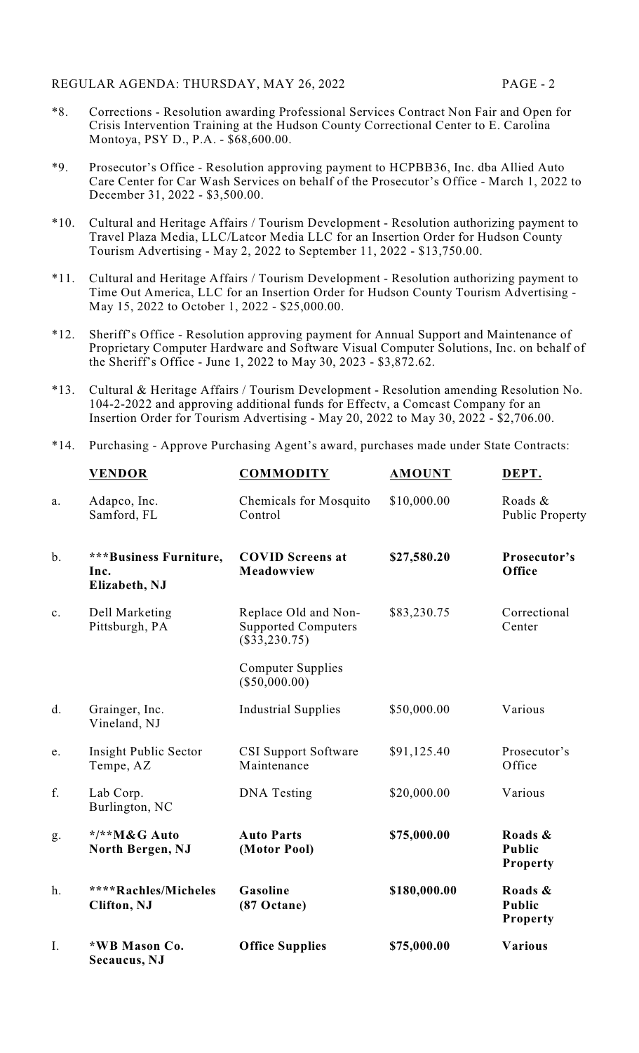*8. Corrections - Resolution awarding Professional Services Contract Non Fair and Open for Crisis Intervention Training at the Hudson County Correctional Center to E. Carolina Montoya, PSY D., P.A. - $68,600.00.

*9. Prosecutor's Office - Resolution approving payment to HCPBB36, Inc. dba Allied Auto Care Center for Car Wash Services on behalf of the Prosecutor's Office - March 1, 2022 to December 31, 2022 - $3,500.00.

*10. Cultural and Heritage Affairs / Tourism Development - Resolution authorizing payment to Travel Plaza Media, LLC/Latcor Media LLC for an Insertion Order for Hudson County Tourism Advertising - May 2, 2022 to September 11, 2022 - $13,750.00.

*11. Cultural and Heritage Affairs / Tourism Development - Resolution authorizing payment to Time Out America, LLC for an Insertion Order for Hudson County Tourism Advertising - May 15, 2022 to October 1, 2022 - $25,000.00.

*12. Sheriff's Office - Resolution approving payment for Annual Support and Maintenance of Proprietary Computer Hardware and Software Visual Computer Solutions, Inc. on behalf of the Sheriff's Office - June 1, 2022 to May 30, 2023 - $3,872.62.

*13. Cultural & Heritage Affairs / Tourism Development - Resolution amending Resolution No. 104-2-2022 and approving additional funds for Effectv, a Comcast Company for an Insertion Order for Tourism Advertising - May 20, 2022 to May 30, 2022 - $2,706.00.

*14. Purchasing - Approve Purchasing Agent's award, purchases made under State Contracts:

| | VENDOR | COMMODITY | AMOUNT | DEPT. |
|---|---|---|---|---|
| a. | Adapco, Inc. Samford, FL | Chemicals for Mosquito Control | $10,000.00 | Roads & Public Property |
| b. | **\*\*\*Business Furniture, Inc. Elizabeth, NJ** | **COVID Screens at Meadowview** | **$27,580.20** | **Prosecutor's Office** |
| c. | Dell Marketing Pittsburgh, PA | Replace Old and Non-Supported Computers ($33,230.75)<br>Computer Supplies ($50,000.00) | $83,230.75 | Correctional Center |
| d. | Grainger, Inc. Vineland, NJ | Industrial Supplies | $50,000.00 | Various |
| e. | Insight Public Sector Tempe, AZ | CSI Support Software Maintenance | $91,125.40 | Prosecutor's Office |
| f. | Lab Corp. Burlington, NC | DNA Testing | $20,000.00 | Various |
| g. | **\*/\*\*M&G Auto North Bergen, NJ** | **Auto Parts (Motor Pool)** | **$75,000.00** | **Roads & Public Property** |
| h. | **\*\*\*\*Rachles/Micheles Clifton, NJ** | **Gasoline (87 Octane)** | **$180,000.00** | **Roads & Public Property** |
| I. | **\*WB Mason Co. Secaucus, NJ** | **Office Supplies** | **$75,000.00** | **Various** |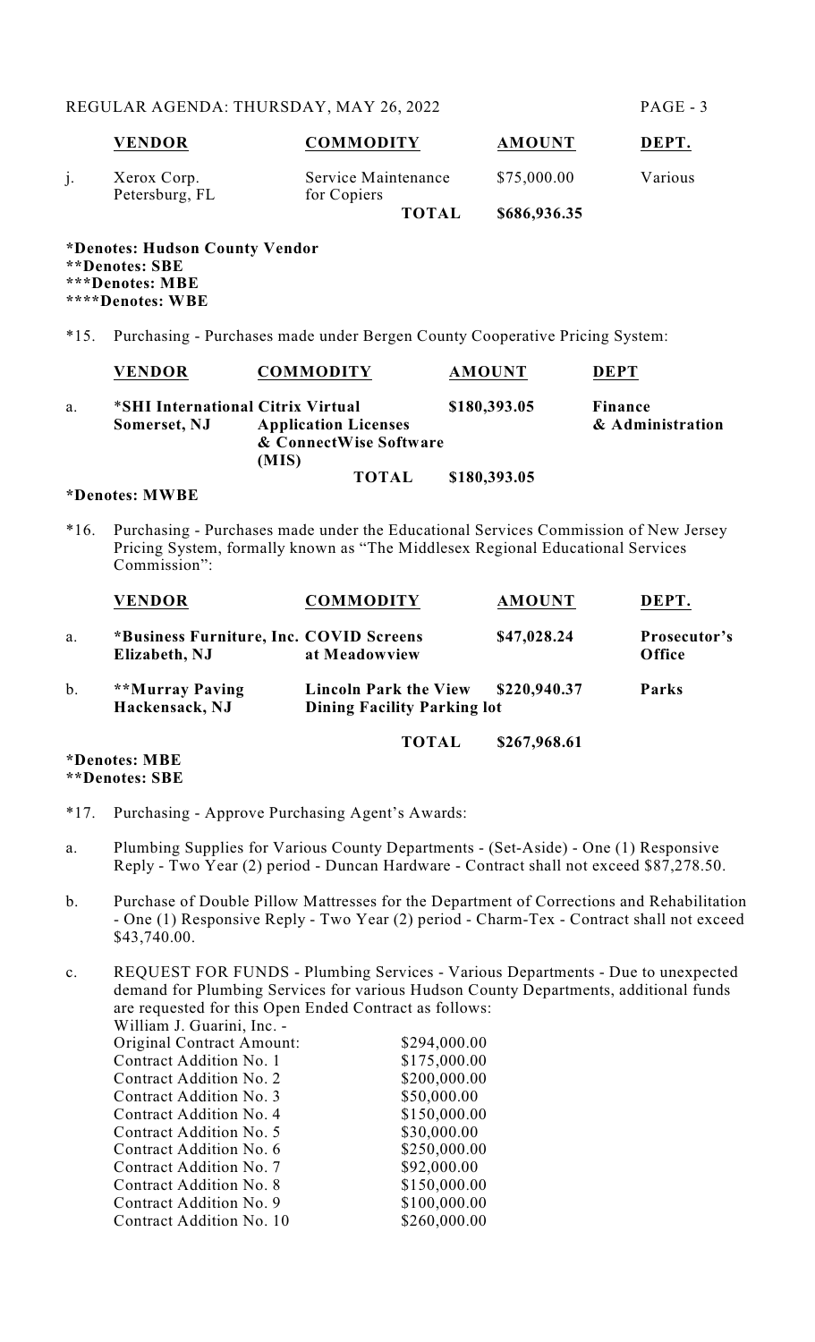| | VENDOR | COMMODITY | AMOUNT | DEPT. |
|---|---|---|---|---|
| j. | Xerox Corp. Petersburg, FL | Service Maintenance for Copiers | $75,000.00 | Various |
| | | **TOTAL** | **$686,936.35** | |

**\*Denotes: Hudson County Vendor**
**\*\*Denotes: SBE**
**\*\*\*Denotes: MBE**
**\*\*\*\*Denotes: WBE**

*15. Purchasing - Purchases made under Bergen County Cooperative Pricing System:

| | VENDOR | COMMODITY | AMOUNT | DEPT |
|---|---|---|---|---|
| a. | **\*SHI International Somerset, NJ** | **Citrix Virtual Application Licenses & ConnectWise Software (MIS)** | **$180,393.05** | **Finance & Administration** |
| | | **TOTAL** | **$180,393.05** | |

**\*Denotes: MWBE**

*16. Purchasing - Purchases made under the Educational Services Commission of New Jersey Pricing System, formally known as "The Middlesex Regional Educational Services Commission":

| | VENDOR | COMMODITY | AMOUNT | DEPT. |
|---|---|---|---|---|
| a. | **\*Business Furniture, Inc. Elizabeth, NJ** | **COVID Screens at Meadowview** | **$47,028.24** | **Prosecutor's Office** |
| b. | **\*\*Murray Paving Hackensack, NJ** | **Lincoln Park the View Dining Facility Parking lot** | **$220,940.37** | **Parks** |
| | | **TOTAL** | **$267,968.61** | |

**\*Denotes: MBE**
**\*\*Denotes: SBE**

*17. Purchasing - Approve Purchasing Agent's Awards:

a. Plumbing Supplies for Various County Departments - (Set-Aside) - One (1) Responsive Reply - Two Year (2) period - Duncan Hardware - Contract shall not exceed $87,278.50.

b. Purchase of Double Pillow Mattresses for the Department of Corrections and Rehabilitation - One (1) Responsive Reply - Two Year (2) period - Charm-Tex - Contract shall not exceed $43,740.00.

c. REQUEST FOR FUNDS - Plumbing Services - Various Departments - Due to unexpected demand for Plumbing Services for various Hudson County Departments, additional funds are requested for this Open Ended Contract as follows:

William J. Guarini, Inc. -

| | |
|---|---|
| Original Contract Amount: | $294,000.00 |
| Contract Addition No. 1 | $175,000.00 |
| Contract Addition No. 2 | $200,000.00 |
| Contract Addition No. 3 | $50,000.00 |
| Contract Addition No. 4 | $150,000.00 |
| Contract Addition No. 5 | $30,000.00 |
| Contract Addition No. 6 | $250,000.00 |
| Contract Addition No. 7 | $92,000.00 |
| Contract Addition No. 8 | $150,000.00 |
| Contract Addition No. 9 | $100,000.00 |
| Contract Addition No. 10 | $260,000.00 |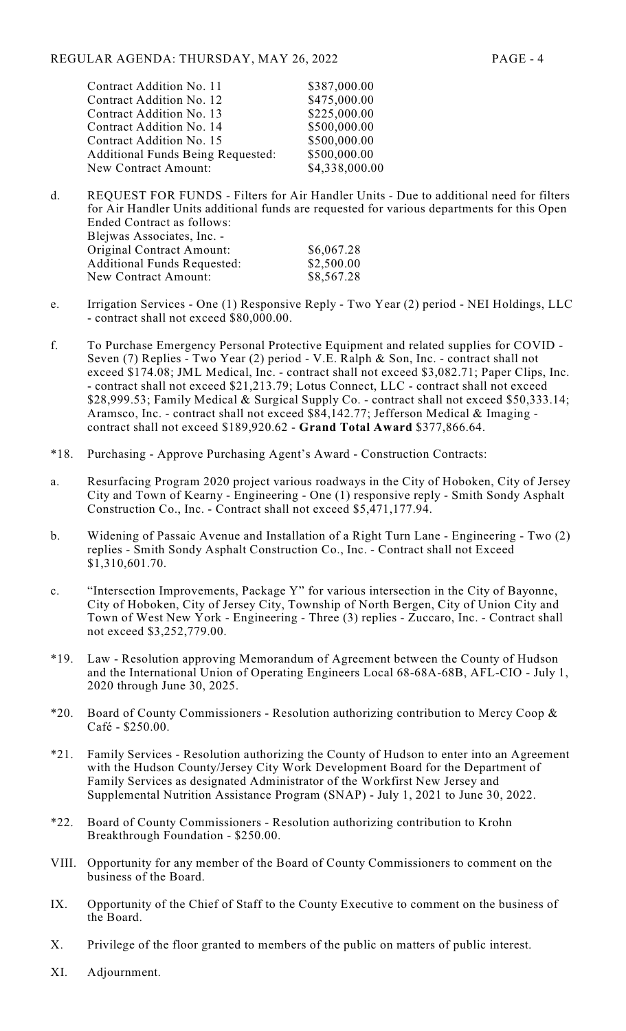| | |
|---|---|
| Contract Addition No. 11 | $387,000.00 |
| Contract Addition No. 12 | $475,000.00 |
| Contract Addition No. 13 | $225,000.00 |
| Contract Addition No. 14 | $500,000.00 |
| Contract Addition No. 15 | $500,000.00 |
| Additional Funds Being Requested: | $500,000.00 |
| New Contract Amount: | $4,338,000.00 |

d. REQUEST FOR FUNDS - Filters for Air Handler Units - Due to additional need for filters for Air Handler Units additional funds are requested for various departments for this Open Ended Contract as follows:

Blejwas Associates, Inc. -

| | |
|---|---|
| Original Contract Amount: | $6,067.28 |
| Additional Funds Requested: | $2,500.00 |
| New Contract Amount: | $8,567.28 |

e. Irrigation Services - One (1) Responsive Reply - Two Year (2) period - NEI Holdings, LLC - contract shall not exceed $80,000.00.

f. To Purchase Emergency Personal Protective Equipment and related supplies for COVID - Seven (7) Replies - Two Year (2) period - V.E. Ralph & Son, Inc. - contract shall not exceed $174.08; JML Medical, Inc. - contract shall not exceed $3,082.71; Paper Clips, Inc. - contract shall not exceed $21,213.79; Lotus Connect, LLC - contract shall not exceed $28,999.53; Family Medical & Surgical Supply Co. - contract shall not exceed $50,333.14; Aramsco, Inc. - contract shall not exceed $84,142.77; Jefferson Medical & Imaging - contract shall not exceed $189,920.62 - **Grand Total Award** $377,866.64.

*18. Purchasing - Approve Purchasing Agent's Award - Construction Contracts:

a. Resurfacing Program 2020 project various roadways in the City of Hoboken, City of Jersey City and Town of Kearny - Engineering - One (1) responsive reply - Smith Sondy Asphalt Construction Co., Inc. - Contract shall not exceed $5,471,177.94.

b. Widening of Passaic Avenue and Installation of a Right Turn Lane - Engineering - Two (2) replies - Smith Sondy Asphalt Construction Co., Inc. - Contract shall not Exceed $1,310,601.70.

c. "Intersection Improvements, Package Y" for various intersection in the City of Bayonne, City of Hoboken, City of Jersey City, Township of North Bergen, City of Union City and Town of West New York - Engineering - Three (3) replies - Zuccaro, Inc. - Contract shall not exceed $3,252,779.00.

*19. Law - Resolution approving Memorandum of Agreement between the County of Hudson and the International Union of Operating Engineers Local 68-68A-68B, AFL-CIO - July 1, 2020 through June 30, 2025.

*20. Board of County Commissioners - Resolution authorizing contribution to Mercy Coop & Café - $250.00.

*21. Family Services - Resolution authorizing the County of Hudson to enter into an Agreement with the Hudson County/Jersey City Work Development Board for the Department of Family Services as designated Administrator of the Workfirst New Jersey and Supplemental Nutrition Assistance Program (SNAP) - July 1, 2021 to June 30, 2022.

*22. Board of County Commissioners - Resolution authorizing contribution to Krohn Breakthrough Foundation - $250.00.

VIII. Opportunity for any member of the Board of County Commissioners to comment on the business of the Board.

IX. Opportunity of the Chief of Staff to the County Executive to comment on the business of the Board.

X. Privilege of the floor granted to members of the public on matters of public interest.

XI. Adjournment.